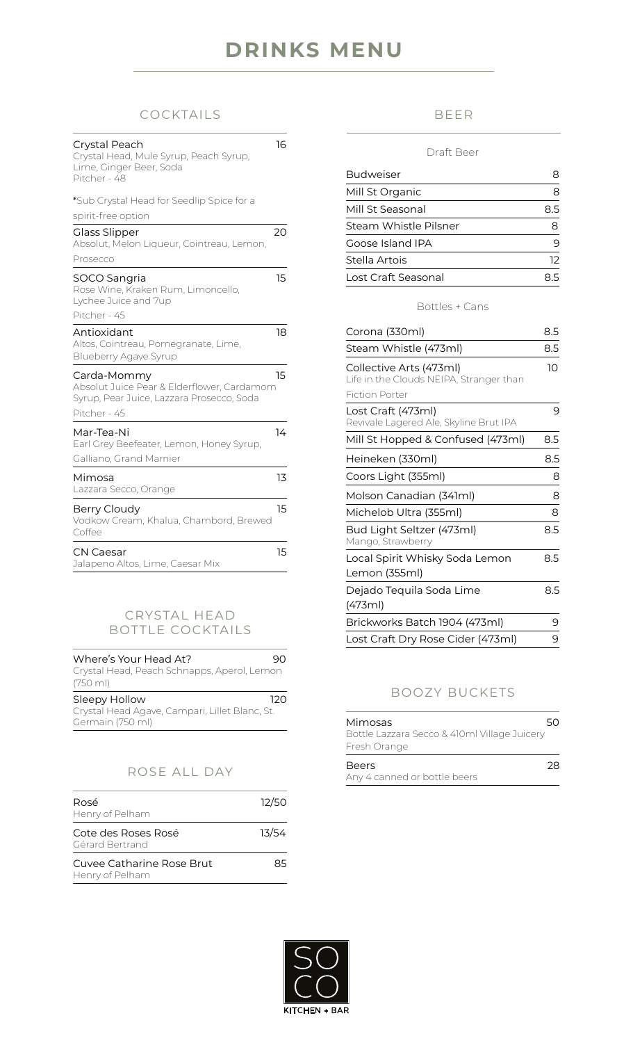# DRINKS MENU

## COCKTAILS

**Crystal Peach** — 16
Crystal Head, Mule Syrup, Peach Syrup, Lime, Ginger Beer, Soda
Pitcher - 48

*Sub Crystal Head for Seedlip Spice for a spirit-free option

**Glass Slipper** — 20
Absolut, Melon Liqueur, Cointreau, Lemon, Prosecco

**SOCO Sangria** — 15
Rose Wine, Kraken Rum, Limoncello, Lychee Juice and 7up
Pitcher - 45

**Antioxidant** — 18
Altos, Cointreau, Pomegranate, Lime, Blueberry Agave Syrup

**Carda-Mommy** — 15
Absolut Juice Pear & Elderflower, Cardamom Syrup, Pear Juice, Lazzara Prosecco, Soda
Pitcher - 45

**Mar-Tea-Ni** — 14
Earl Grey Beefeater, Lemon, Honey Syrup, Galliano, Grand Marnier

**Mimosa** — 13
Lazzara Secco, Orange

**Berry Cloudy** — 15
Vodkow Cream, Khalua, Chambord, Brewed Coffee

**CN Caesar** — 15
Jalapeno Altos, Lime, Caesar Mix

## CRYSTAL HEAD BOTTLE COCKTAILS

**Where's Your Head At?** — 90
Crystal Head, Peach Schnapps, Aperol, Lemon (750 ml)

**Sleepy Hollow** — 120
Crystal Head Agave, Campari, Lillet Blanc, St. Germain (750 ml)

## ROSE ALL DAY

**Rosé** — 12/50
Henry of Pelham

**Cote des Roses Rosé** — 13/54
Gérard Bertrand

**Cuvee Catharine Rose Brut** — 85
Henry of Pelham

## BEER

### Draft Beer

| Beer | Price |
|---|---|
| Budweiser | 8 |
| Mill St Organic | 8 |
| Mill St Seasonal | 8.5 |
| Steam Whistle Pilsner | 8 |
| Goose Island IPA | 9 |
| Stella Artois | 12 |
| Lost Craft Seasonal | 8.5 |

### Bottles + Cans

| Beer | Price |
|---|---|
| Corona (330ml) | 8.5 |
| Steam Whistle (473ml) | 8.5 |
| Collective Arts (473ml) Life in the Clouds NEIPA, Stranger than Fiction Porter | 10 |
| Lost Craft (473ml) Revivale Lagered Ale, Skyline Brut IPA | 9 |
| Mill St Hopped & Confused (473ml) | 8.5 |
| Heineken (330ml) | 8.5 |
| Coors Light (355ml) | 8 |
| Molson Canadian (341ml) | 8 |
| Michelob Ultra (355ml) | 8 |
| Bud Light Seltzer (473ml) Mango, Strawberry | 8.5 |
| Local Spirit Whisky Soda Lemon Lemon (355ml) | 8.5 |
| Dejado Tequila Soda Lime (473ml) | 8.5 |
| Brickworks Batch 1904 (473ml) | 9 |
| Lost Craft Dry Rose Cider (473ml) | 9 |

## BOOZY BUCKETS

**Mimosas** — 50
Bottle Lazzara Secco & 410ml Village Juicery Fresh Orange

**Beers** — 28
Any 4 canned or bottle beers

SO CO KITCHEN + BAR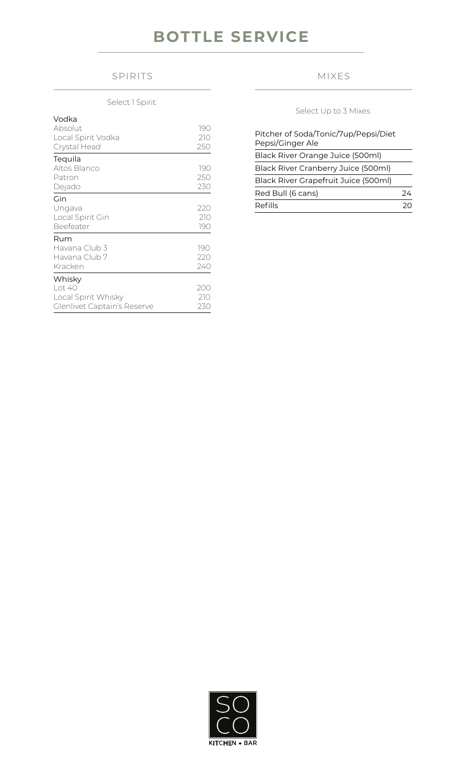# BOTTLE SERVICE

## SPIRITS

Select 1 Spirit:

| | |
|---|---|
| **Vodka** | |
| Absolut | 190 |
| Local Spirit Vodka | 210 |
| Crystal Head | 250 |
| **Tequila** | |
| Altos Blanco | 190 |
| Patron | 250 |
| Dejado | 230 |
| **Gin** | |
| Ungava | 220 |
| Local Spirit Gin | 210 |
| Beefeater | 190 |
| **Rum** | |
| Havana Club 3 | 190 |
| Havana Club 7 | 220 |
| Kracken | 240 |
| **Whisky** | |
| Lot 40 | 200 |
| Local Spirit Whisky | 210 |
| Glenlivet Captain's Reserve | 230 |

## MIXES

Select Up to 3 Mixes:

| | |
|---|---|
| Pitcher of Soda/Tonic/7up/Pepsi/Diet Pepsi/Ginger Ale | |
| Black River Orange Juice (500ml) | |
| Black River Cranberry Juice (500ml) | |
| Black River Grapefruit Juice (500ml) | |
| Red Bull (6 cans) | 24 |
| Refills | 20 |

SO CO KITCHEN + BAR